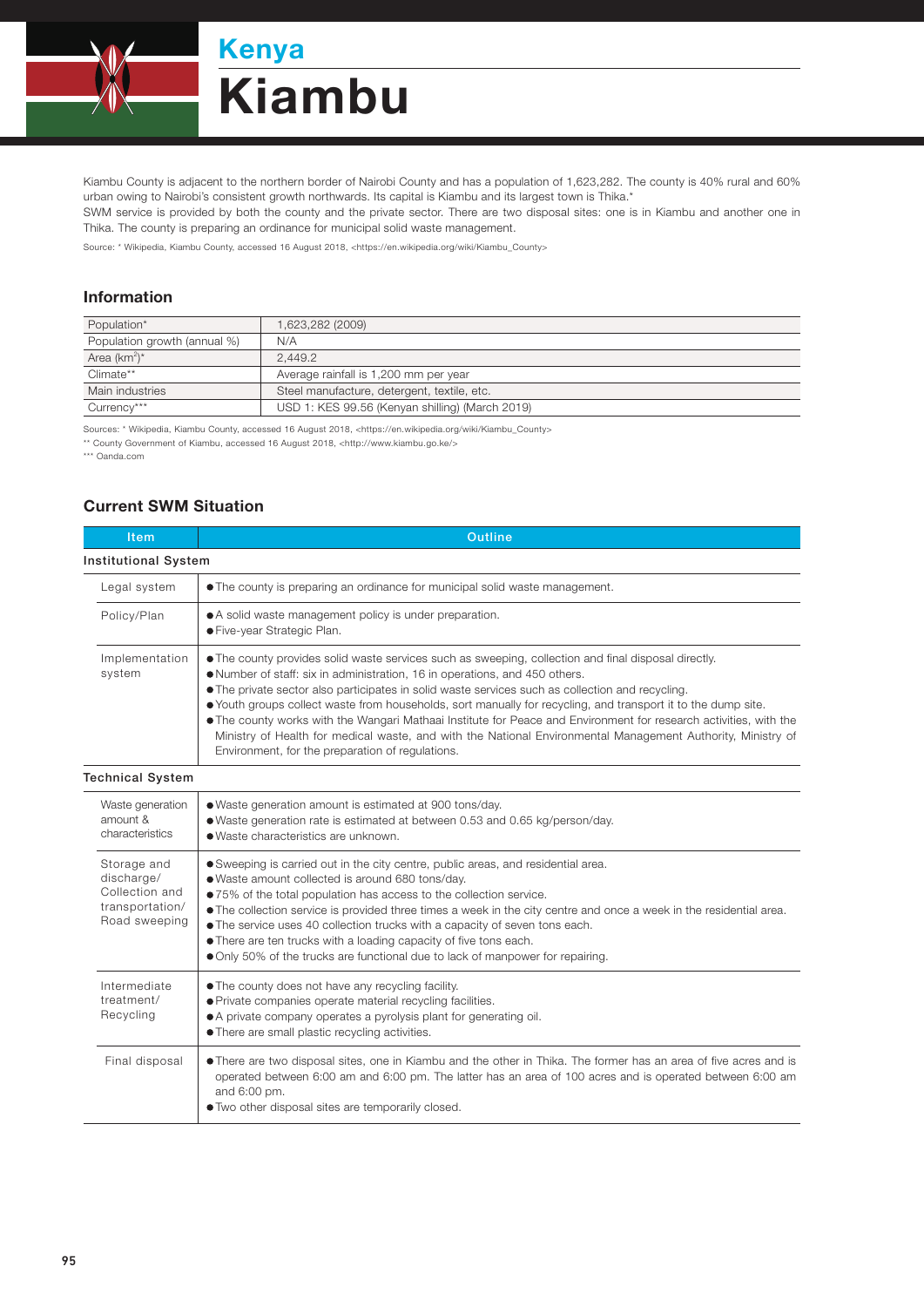# Kenya

# Kiambu

Kiambu County is adjacent to the northern border of Nairobi County and has a population of 1,623,282. The county is 40% rural and 60% urban owing to Nairobi's consistent growth northwards. Its capital is Kiambu and its largest town is Thika.*
SWM service is provided by both the county and the private sector. There are two disposal sites: one is in Kiambu and another one in Thika. The county is preparing an ordinance for municipal solid waste management.

Source: * Wikipedia, Kiambu County, accessed 16 August 2018, <https://en.wikipedia.org/wiki/Kiambu_County>

## Information

| | |
|---|---|
| Population* | 1,623,282 (2009) |
| Population growth (annual %) | N/A |
| Area ($km^2$)* | 2,449.2 |
| Climate** | Average rainfall is 1,200 mm per year |
| Main industries | Steel manufacture, detergent, textile, etc. |
| Currency*** | USD 1: KES 99.56 (Kenyan shilling) (March 2019) |

Sources: * Wikipedia, Kiambu County, accessed 16 August 2018, <https://en.wikipedia.org/wiki/Kiambu_County>
** County Government of Kiambu, accessed 16 August 2018, <http://www.kiambu.go.ke/>
*** Oanda.com

## Current SWM Situation

| Item | Outline |
|---|---|
| **Institutional System** | |
| Legal system | ● The county is preparing an ordinance for municipal solid waste management. |
| Policy/Plan | ● A solid waste management policy is under preparation.<br>● Five-year Strategic Plan. |
| Implementation system | ● The county provides solid waste services such as sweeping, collection and final disposal directly.<br>● Number of staff: six in administration, 16 in operations, and 450 others.<br>● The private sector also participates in solid waste services such as collection and recycling.<br>● Youth groups collect waste from households, sort manually for recycling, and transport it to the dump site.<br>● The county works with the Wangari Mathaai Institute for Peace and Environment for research activities, with the Ministry of Health for medical waste, and with the National Environmental Management Authority, Ministry of Environment, for the preparation of regulations. |
| **Technical System** | |
| Waste generation amount & characteristics | ● Waste generation amount is estimated at 900 tons/day.<br>● Waste generation rate is estimated at between 0.53 and 0.65 kg/person/day.<br>● Waste characteristics are unknown. |
| Storage and discharge/ Collection and transportation/ Road sweeping | ● Sweeping is carried out in the city centre, public areas, and residential area.<br>● Waste amount collected is around 680 tons/day.<br>● 75% of the total population has access to the collection service.<br>● The collection service is provided three times a week in the city centre and once a week in the residential area.<br>● The service uses 40 collection trucks with a capacity of seven tons each.<br>● There are ten trucks with a loading capacity of five tons each.<br>● Only 50% of the trucks are functional due to lack of manpower for repairing. |
| Intermediate treatment/ Recycling | ● The county does not have any recycling facility.<br>● Private companies operate material recycling facilities.<br>● A private company operates a pyrolysis plant for generating oil.<br>● There are small plastic recycling activities. |
| Final disposal | ● There are two disposal sites, one in Kiambu and the other in Thika. The former has an area of five acres and is operated between 6:00 am and 6:00 pm. The latter has an area of 100 acres and is operated between 6:00 am and 6:00 pm.<br>● Two other disposal sites are temporarily closed. |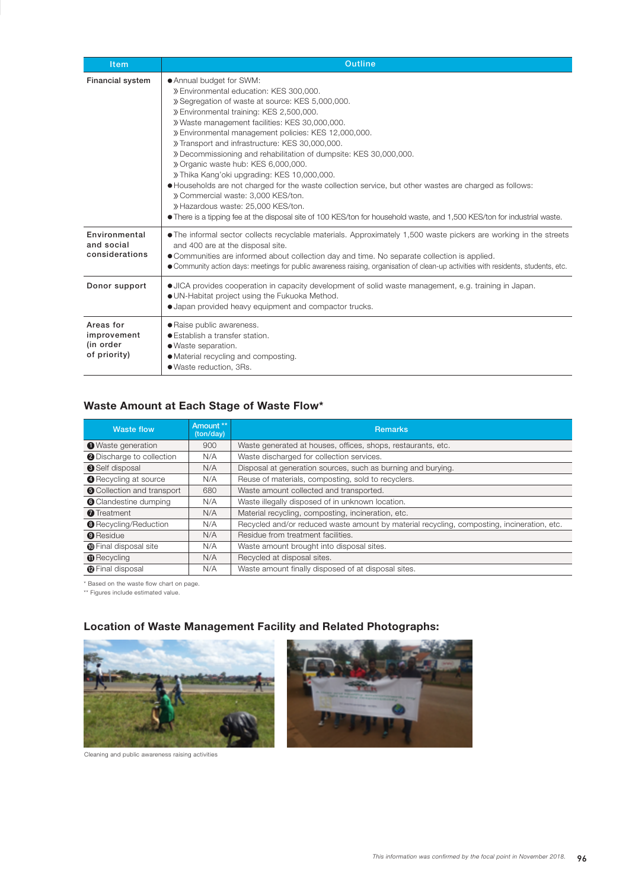| Item | Outline |
| --- | --- |
| Financial system | ● Annual budget for SWM:<br>» Environmental education: KES 300,000.<br>» Segregation of waste at source: KES 5,000,000.<br>» Environmental training: KES 2,500,000.<br>» Waste management facilities: KES 30,000,000.<br>» Environmental management policies: KES 12,000,000.<br>» Transport and infrastructure: KES 30,000,000.<br>» Decommissioning and rehabilitation of dumpsite: KES 30,000,000.<br>» Organic waste hub: KES 6,000,000.<br>» Thika Kang'oki upgrading: KES 10,000,000.<br>● Households are not charged for the waste collection service, but other wastes are charged as follows:<br>» Commercial waste: 3,000 KES/ton.<br>» Hazardous waste: 25,000 KES/ton.<br>● There is a tipping fee at the disposal site of 100 KES/ton for household waste, and 1,500 KES/ton for industrial waste. |
| Environmental and social considerations | ● The informal sector collects recyclable materials. Approximately 1,500 waste pickers are working in the streets and 400 are at the disposal site.<br>● Communities are informed about collection day and time. No separate collection is applied.<br>● Community action days: meetings for public awareness raising, organisation of clean-up activities with residents, students, etc. |
| Donor support | ● JICA provides cooperation in capacity development of solid waste management, e.g. training in Japan.<br>● UN-Habitat project using the Fukuoka Method.<br>● Japan provided heavy equipment and compactor trucks. |
| Areas for improvement (in order of priority) | ● Raise public awareness.<br>● Establish a transfer station.<br>● Waste separation.<br>● Material recycling and composting.<br>● Waste reduction, 3Rs. |

## Waste Amount at Each Stage of Waste Flow*

| Waste flow | Amount ** (ton/day) | Remarks |
| --- | --- | --- |
| ❶ Waste generation | 900 | Waste generated at houses, offices, shops, restaurants, etc. |
| ❷ Discharge to collection | N/A | Waste discharged for collection services. |
| ❸ Self disposal | N/A | Disposal at generation sources, such as burning and burying. |
| ❹ Recycling at source | N/A | Reuse of materials, composting, sold to recyclers. |
| ❺ Collection and transport | 680 | Waste amount collected and transported. |
| ❻ Clandestine dumping | N/A | Waste illegally disposed of in unknown location. |
| ❼ Treatment | N/A | Material recycling, composting, incineration, etc. |
| ❽ Recycling/Reduction | N/A | Recycled and/or reduced waste amount by material recycling, composting, incineration, etc. |
| ❾ Residue | N/A | Residue from treatment facilities. |
| ❿ Final disposal site | N/A | Waste amount brought into disposal sites. |
| ⓫ Recycling | N/A | Recycled at disposal sites. |
| ⓬ Final disposal | N/A | Waste amount finally disposed of at disposal sites. |

\* Based on the waste flow chart on page.
\*\* Figures include estimated value.

## Location of Waste Management Facility and Related Photographs:

Cleaning and public awareness raising activities

*This information was confirmed by the focal point in November 2018.*